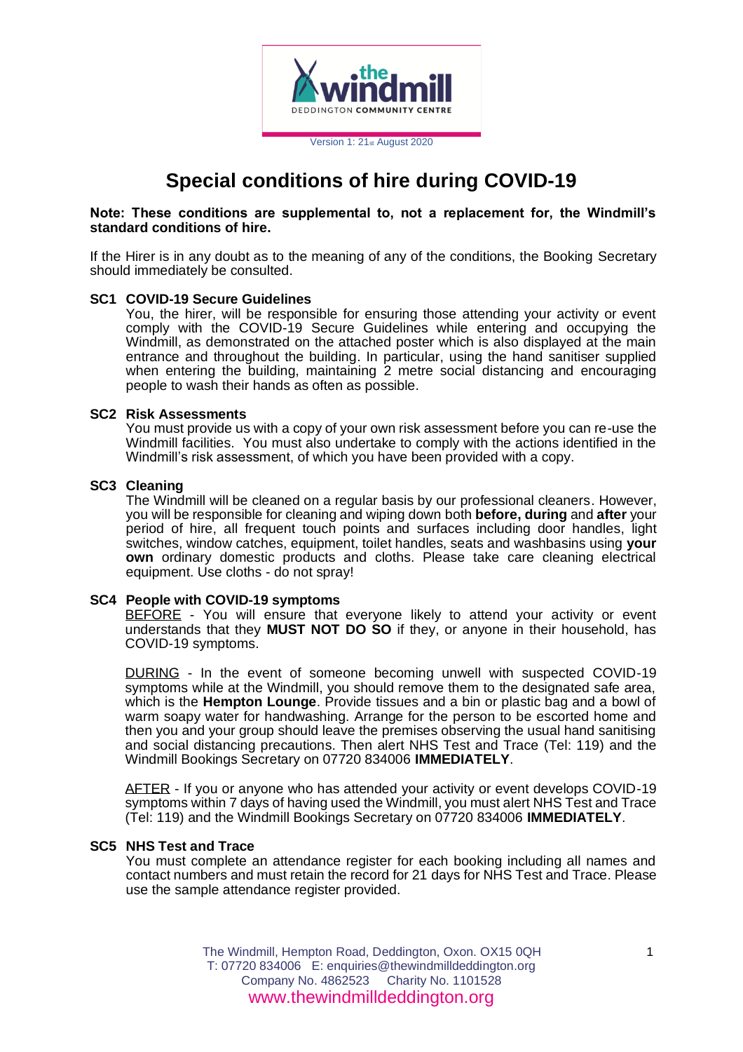Version 1: 21st August 2020

# Special conditions of hire during COVID-19

**Note: These conditions are supplemental to, not a replacement for, the Windmill's standard conditions of hire.**

If the Hirer is in any doubt as to the meaning of any of the conditions, the Booking Secretary should immediately be consulted.

### SC1 COVID-19 Secure Guidelines

You, the hirer, will be responsible for ensuring those attending your activity or event comply with the COVID-19 Secure Guidelines while entering and occupying the Windmill, as demonstrated on the attached poster which is also displayed at the main entrance and throughout the building. In particular, using the hand sanitiser supplied when entering the building, maintaining 2 metre social distancing and encouraging people to wash their hands as often as possible.

### SC2 Risk Assessments

You must provide us with a copy of your own risk assessment before you can re-use the Windmill facilities. You must also undertake to comply with the actions identified in the Windmill's risk assessment, of which you have been provided with a copy.

### SC3 Cleaning

The Windmill will be cleaned on a regular basis by our professional cleaners. However, you will be responsible for cleaning and wiping down both **before, during** and **after** your period of hire, all frequent touch points and surfaces including door handles, light switches, window catches, equipment, toilet handles, seats and washbasins using **your own** ordinary domestic products and cloths. Please take care cleaning electrical equipment. Use cloths - do not spray!

### SC4 People with COVID-19 symptoms

BEFORE - You will ensure that everyone likely to attend your activity or event understands that they **MUST NOT DO SO** if they, or anyone in their household, has COVID-19 symptoms.

DURING - In the event of someone becoming unwell with suspected COVID-19 symptoms while at the Windmill, you should remove them to the designated safe area, which is the **Hempton Lounge**. Provide tissues and a bin or plastic bag and a bowl of warm soapy water for handwashing. Arrange for the person to be escorted home and then you and your group should leave the premises observing the usual hand sanitising and social distancing precautions. Then alert NHS Test and Trace (Tel: 119) and the Windmill Bookings Secretary on 07720 834006 **IMMEDIATELY**.

AFTER - If you or anyone who has attended your activity or event develops COVID-19 symptoms within 7 days of having used the Windmill, you must alert NHS Test and Trace (Tel: 119) and the Windmill Bookings Secretary on 07720 834006 **IMMEDIATELY**.

### SC5 NHS Test and Trace

You must complete an attendance register for each booking including all names and contact numbers and must retain the record for 21 days for NHS Test and Trace. Please use the sample attendance register provided.

The Windmill, Hempton Road, Deddington, Oxon. OX15 0QH
T: 07720 834006 E: enquiries@thewindmilldeddington.org
Company No. 4862523 Charity No. 1101528
www.thewindmilldeddington.org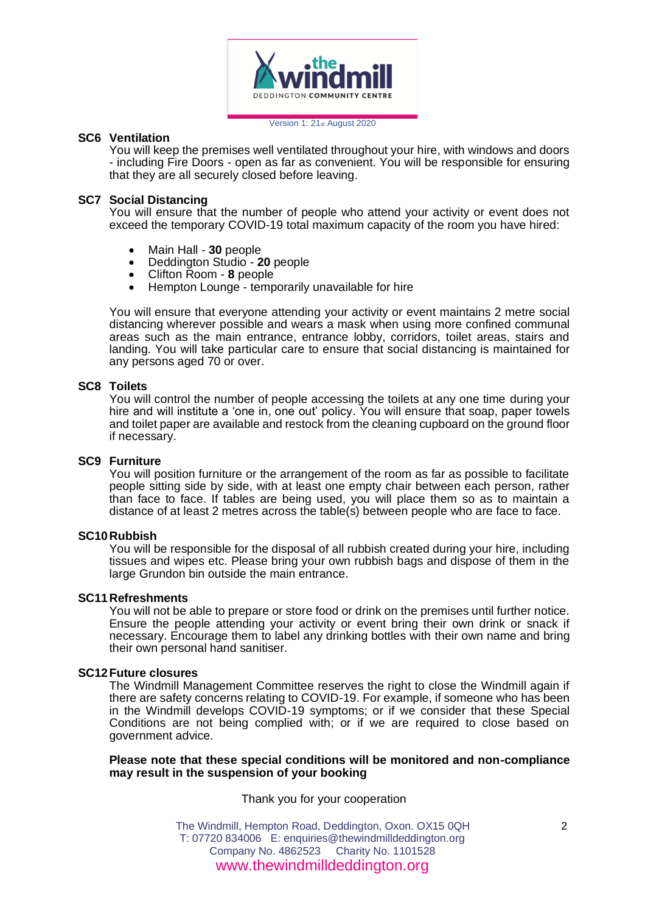Version 1: 21st August 2020

**SC6 Ventilation**

You will keep the premises well ventilated throughout your hire, with windows and doors - including Fire Doors - open as far as convenient. You will be responsible for ensuring that they are all securely closed before leaving.

**SC7 Social Distancing**

You will ensure that the number of people who attend your activity or event does not exceed the temporary COVID-19 total maximum capacity of the room you have hired:

- Main Hall - **30** people
- Deddington Studio - **20** people
- Clifton Room - **8** people
- Hempton Lounge - temporarily unavailable for hire

You will ensure that everyone attending your activity or event maintains 2 metre social distancing wherever possible and wears a mask when using more confined communal areas such as the main entrance, entrance lobby, corridors, toilet areas, stairs and landing. You will take particular care to ensure that social distancing is maintained for any persons aged 70 or over.

**SC8 Toilets**

You will control the number of people accessing the toilets at any one time during your hire and will institute a 'one in, one out' policy. You will ensure that soap, paper towels and toilet paper are available and restock from the cleaning cupboard on the ground floor if necessary.

**SC9 Furniture**

You will position furniture or the arrangement of the room as far as possible to facilitate people sitting side by side, with at least one empty chair between each person, rather than face to face. If tables are being used, you will place them so as to maintain a distance of at least 2 metres across the table(s) between people who are face to face.

**SC10 Rubbish**

You will be responsible for the disposal of all rubbish created during your hire, including tissues and wipes etc. Please bring your own rubbish bags and dispose of them in the large Grundon bin outside the main entrance.

**SC11 Refreshments**

You will not be able to prepare or store food or drink on the premises until further notice. Ensure the people attending your activity or event bring their own drink or snack if necessary. Encourage them to label any drinking bottles with their own name and bring their own personal hand sanitiser.

**SC12 Future closures**

The Windmill Management Committee reserves the right to close the Windmill again if there are safety concerns relating to COVID-19. For example, if someone who has been in the Windmill develops COVID-19 symptoms; or if we consider that these Special Conditions are not being complied with; or if we are required to close based on government advice.

**Please note that these special conditions will be monitored and non-compliance may result in the suspension of your booking**

Thank you for your cooperation

The Windmill, Hempton Road, Deddington, Oxon. OX15 0QH
T: 07720 834006 E: enquiries@thewindmilldeddington.org
Company No. 4862523 Charity No. 1101528
www.thewindmilldeddington.org